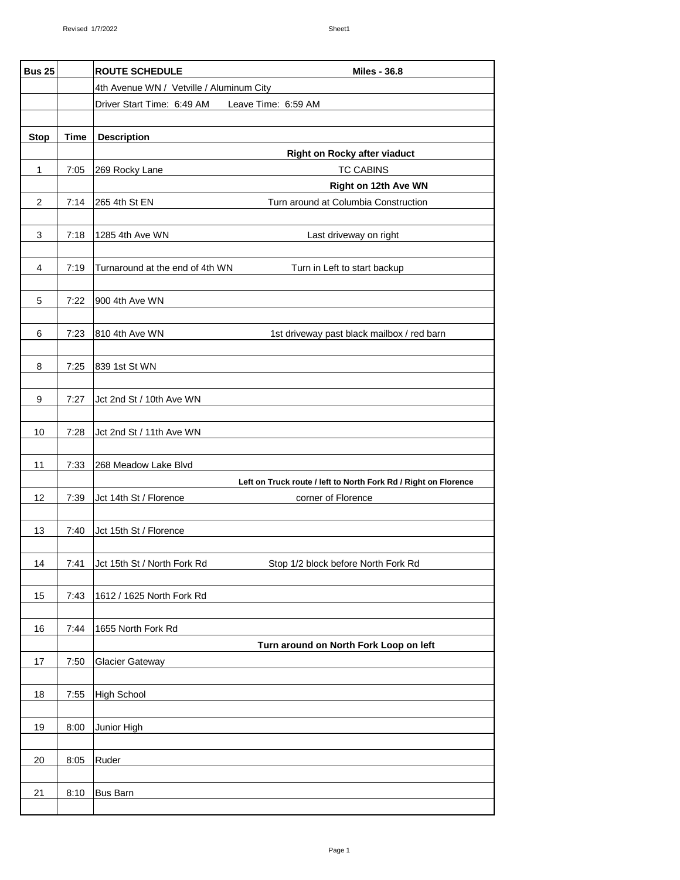| Bus 25 | | ROUTE SCHEDULE | Miles - 36.8 |
|---|---|---|---|
| | | 4th Avenue WN / Vetville / Aluminum City | |
| | | Driver Start Time: 6:49 AM Leave Time: 6:59 AM | |
| | | | |
| **Stop** | **Time** | **Description** | |
| | | | **Right on Rocky after viaduct** |
| 1 | 7:05 | 269 Rocky Lane | TC CABINS |
| | | | **Right on 12th Ave WN** |
| 2 | 7:14 | 265 4th St EN | Turn around at Columbia Construction |
| | | | |
| 3 | 7:18 | 1285 4th Ave WN | Last driveway on right |
| | | | |
| 4 | 7:19 | Turnaround at the end of 4th WN | Turn in Left to start backup |
| | | | |
| 5 | 7:22 | 900 4th Ave WN | |
| | | | |
| 6 | 7:23 | 810 4th Ave WN | 1st driveway past black mailbox / red barn |
| | | | |
| 8 | 7:25 | 839 1st St WN | |
| | | | |
| 9 | 7:27 | Jct 2nd St / 10th Ave WN | |
| | | | |
| 10 | 7:28 | Jct 2nd St / 11th Ave WN | |
| | | | |
| 11 | 7:33 | 268 Meadow Lake Blvd | |
| | | | **Left on Truck route / left to North Fork Rd / Right on Florence** |
| 12 | 7:39 | Jct 14th St / Florence | corner of Florence |
| | | | |
| 13 | 7:40 | Jct 15th St / Florence | |
| | | | |
| 14 | 7:41 | Jct 15th St / North Fork Rd | Stop 1/2 block before North Fork Rd |
| | | | |
| 15 | 7:43 | 1612 / 1625 North Fork Rd | |
| | | | |
| 16 | 7:44 | 1655 North Fork Rd | |
| | | | **Turn around on North Fork Loop on left** |
| 17 | 7:50 | Glacier Gateway | |
| | | | |
| 18 | 7:55 | High School | |
| | | | |
| 19 | 8:00 | Junior High | |
| | | | |
| 20 | 8:05 | Ruder | |
| | | | |
| 21 | 8:10 | Bus Barn | |
| | | | |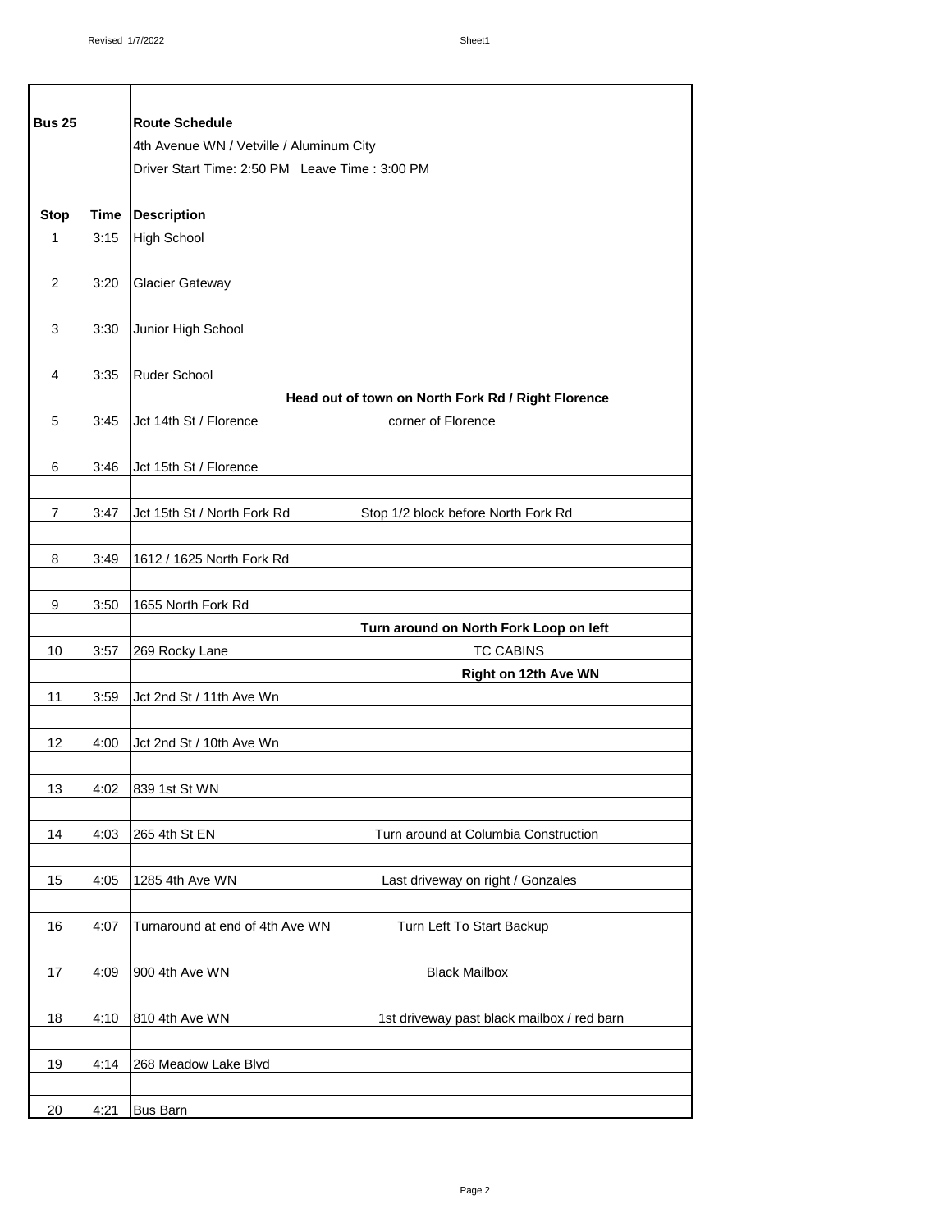| | | |
|---|---|---|
| **Bus 25** | | **Route Schedule** |
| | | 4th Avenue WN / Vetville / Aluminum City |
| | | Driver Start Time: 2:50 PM   Leave Time : 3:00 PM |
| **Stop** | **Time** | **Description** |
| 1 | 3:15 | High School |
| 2 | 3:20 | Glacier Gateway |
| 3 | 3:30 | Junior High School |
| 4 | 3:35 | Ruder School |
| | | **Head out of town on North Fork Rd / Right Florence** |
| 5 | 3:45 | Jct 14th St / Florence   corner of Florence |
| 6 | 3:46 | Jct 15th St / Florence |
| 7 | 3:47 | Jct 15th St / North Fork Rd   Stop 1/2 block before North Fork Rd |
| 8 | 3:49 | 1612 / 1625 North Fork Rd |
| 9 | 3:50 | 1655 North Fork Rd |
| | | **Turn around on North Fork Loop on left** |
| 10 | 3:57 | 269 Rocky Lane   TC CABINS |
| | | **Right on 12th Ave WN** |
| 11 | 3:59 | Jct 2nd St / 11th Ave Wn |
| 12 | 4:00 | Jct 2nd St / 10th Ave Wn |
| 13 | 4:02 | 839 1st St WN |
| 14 | 4:03 | 265 4th St EN   Turn around at Columbia Construction |
| 15 | 4:05 | 1285 4th Ave WN   Last driveway on right / Gonzales |
| 16 | 4:07 | Turnaround at end of 4th Ave WN   Turn Left To Start Backup |
| 17 | 4:09 | 900 4th Ave WN   Black Mailbox |
| 18 | 4:10 | 810 4th Ave WN   1st driveway past black mailbox / red barn |
| 19 | 4:14 | 268 Meadow Lake Blvd |
| 20 | 4:21 | Bus Barn |